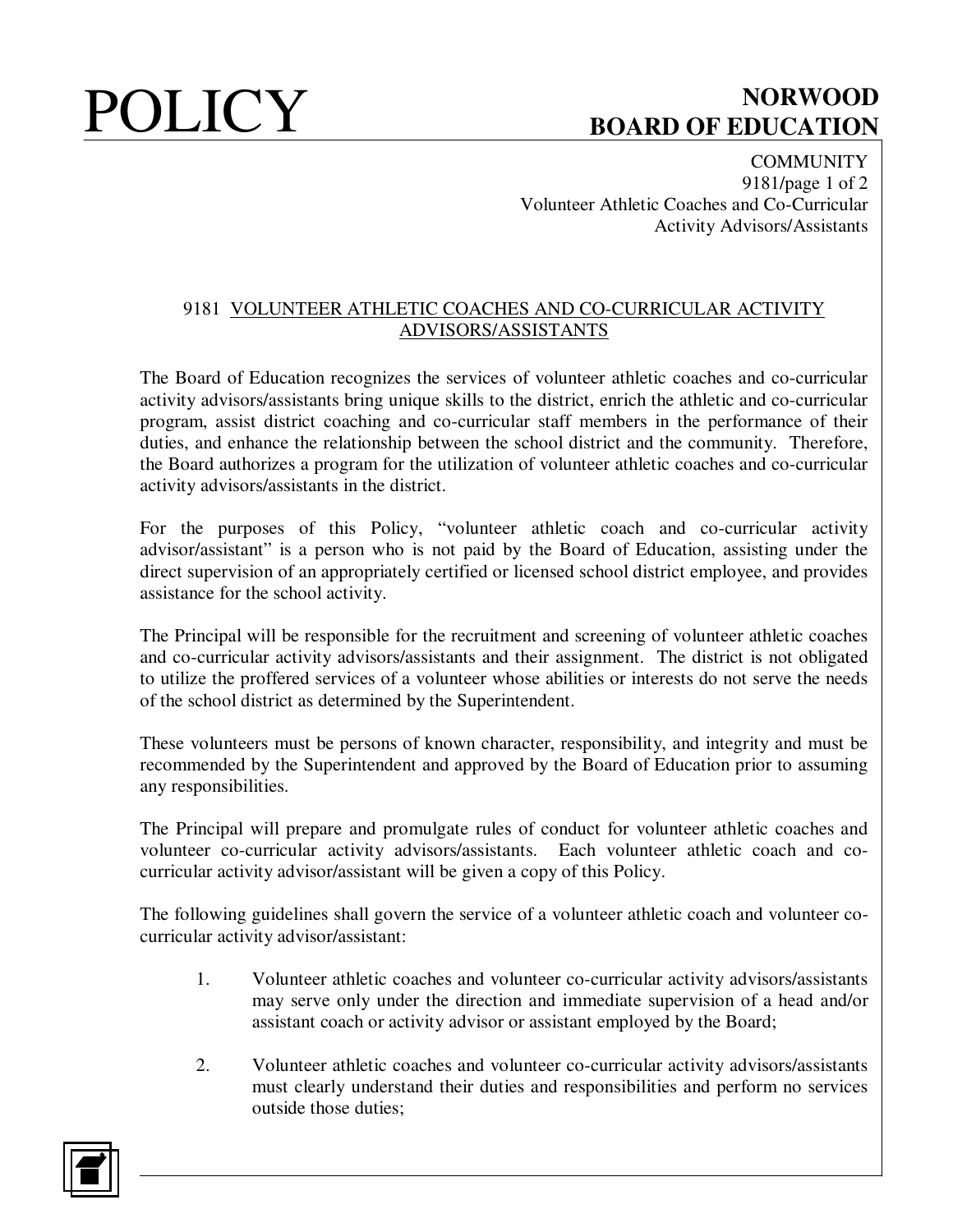# 9181 VOLUNTEER ATHLETIC COACHES AND CO-CURRICULAR ACTIVITY ADVISORS/ASSISTANTS

The Board of Education recognizes the services of volunteer athletic coaches and co-curricular activity advisors/assistants bring unique skills to the district, enrich the athletic and co-curricular program, assist district coaching and co-curricular staff members in the performance of their duties, and enhance the relationship between the school district and the community. Therefore, the Board authorizes a program for the utilization of volunteer athletic coaches and co-curricular activity advisors/assistants in the district.

For the purposes of this Policy, "volunteer athletic coach and co-curricular activity advisor/assistant" is a person who is not paid by the Board of Education, assisting under the direct supervision of an appropriately certified or licensed school district employee, and provides assistance for the school activity.

The Principal will be responsible for the recruitment and screening of volunteer athletic coaches and co-curricular activity advisors/assistants and their assignment. The district is not obligated to utilize the proffered services of a volunteer whose abilities or interests do not serve the needs of the school district as determined by the Superintendent.

These volunteers must be persons of known character, responsibility, and integrity and must be recommended by the Superintendent and approved by the Board of Education prior to assuming any responsibilities.

The Principal will prepare and promulgate rules of conduct for volunteer athletic coaches and volunteer co-curricular activity advisors/assistants. Each volunteer athletic coach and co-curricular activity advisor/assistant will be given a copy of this Policy.

The following guidelines shall govern the service of a volunteer athletic coach and volunteer co-curricular activity advisor/assistant:

1. Volunteer athletic coaches and volunteer co-curricular activity advisors/assistants may serve only under the direction and immediate supervision of a head and/or assistant coach or activity advisor or assistant employed by the Board;

2. Volunteer athletic coaches and volunteer co-curricular activity advisors/assistants must clearly understand their duties and responsibilities and perform no services outside those duties;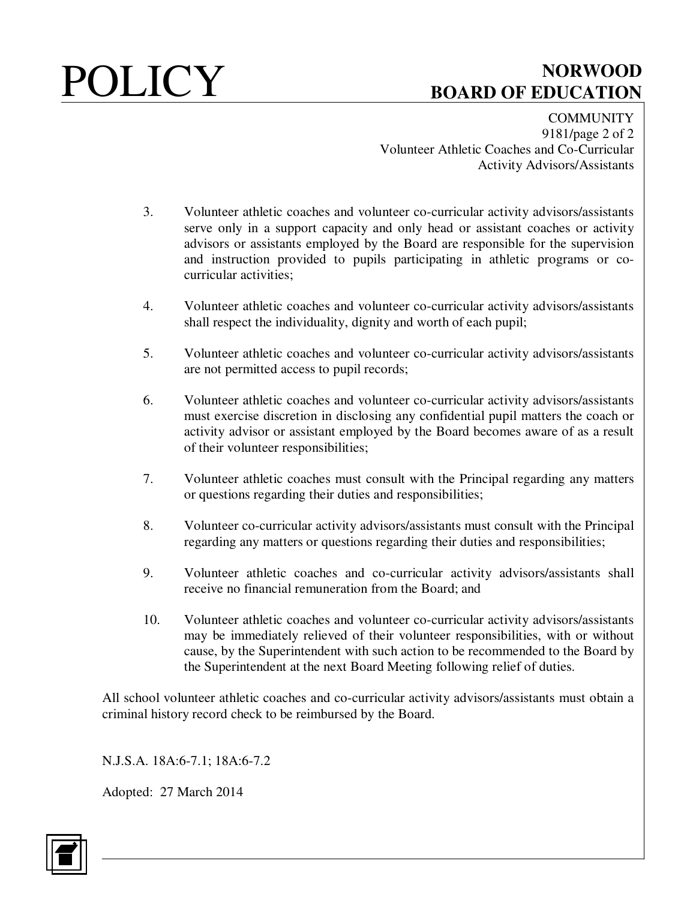3. Volunteer athletic coaches and volunteer co-curricular activity advisors/assistants serve only in a support capacity and only head or assistant coaches or activity advisors or assistants employed by the Board are responsible for the supervision and instruction provided to pupils participating in athletic programs or co-curricular activities;

4. Volunteer athletic coaches and volunteer co-curricular activity advisors/assistants shall respect the individuality, dignity and worth of each pupil;

5. Volunteer athletic coaches and volunteer co-curricular activity advisors/assistants are not permitted access to pupil records;

6. Volunteer athletic coaches and volunteer co-curricular activity advisors/assistants must exercise discretion in disclosing any confidential pupil matters the coach or activity advisor or assistant employed by the Board becomes aware of as a result of their volunteer responsibilities;

7. Volunteer athletic coaches must consult with the Principal regarding any matters or questions regarding their duties and responsibilities;

8. Volunteer co-curricular activity advisors/assistants must consult with the Principal regarding any matters or questions regarding their duties and responsibilities;

9. Volunteer athletic coaches and co-curricular activity advisors/assistants shall receive no financial remuneration from the Board; and

10. Volunteer athletic coaches and volunteer co-curricular activity advisors/assistants may be immediately relieved of their volunteer responsibilities, with or without cause, by the Superintendent with such action to be recommended to the Board by the Superintendent at the next Board Meeting following relief of duties.

All school volunteer athletic coaches and co-curricular activity advisors/assistants must obtain a criminal history record check to be reimbursed by the Board.

N.J.S.A. 18A:6-7.1; 18A:6-7.2

Adopted: 27 March 2014